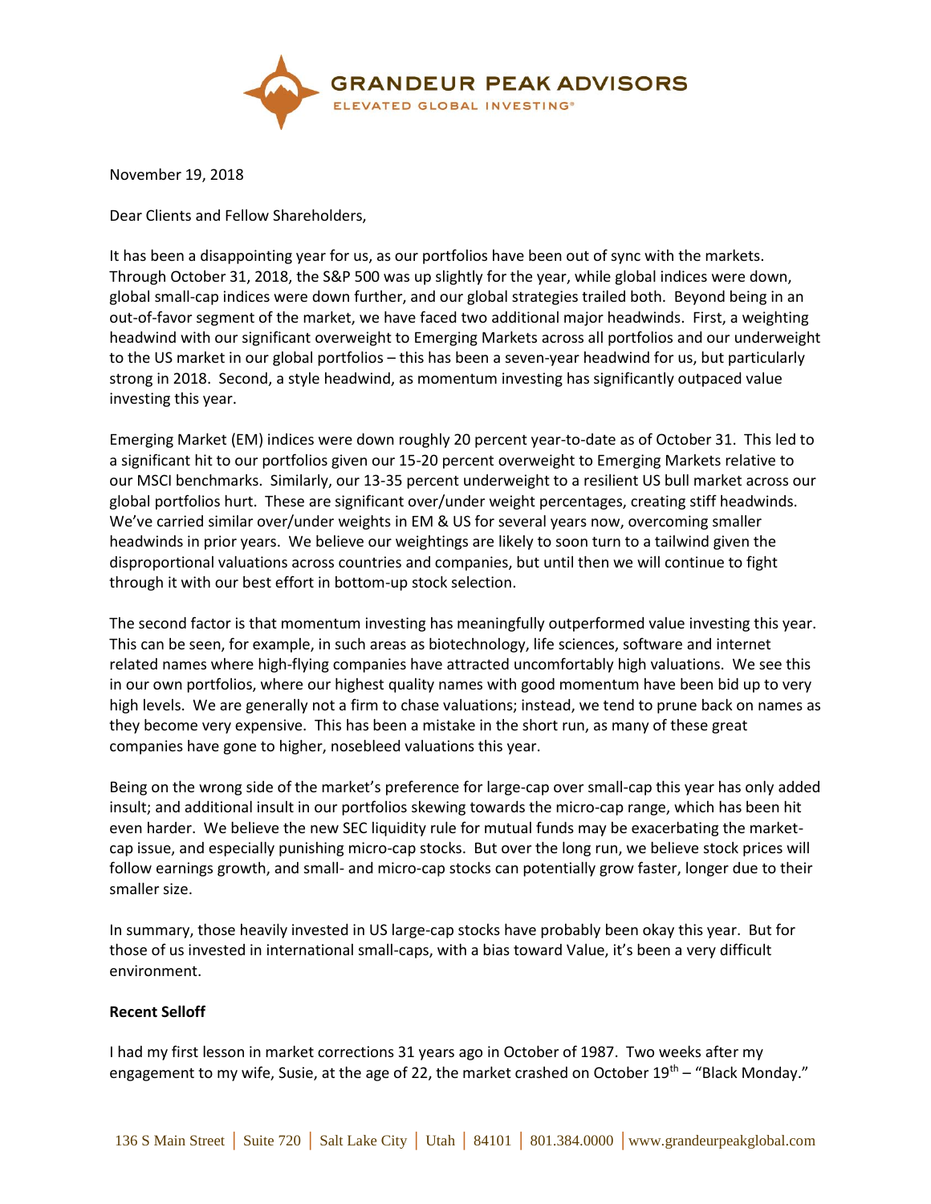November 19, 2018

Dear Clients and Fellow Shareholders,

It has been a disappointing year for us, as our portfolios have been out of sync with the markets. Through October 31, 2018, the S&P 500 was up slightly for the year, while global indices were down, global small-cap indices were down further, and our global strategies trailed both. Beyond being in an out-of-favor segment of the market, we have faced two additional major headwinds. First, a weighting headwind with our significant overweight to Emerging Markets across all portfolios and our underweight to the US market in our global portfolios – this has been a seven-year headwind for us, but particularly strong in 2018. Second, a style headwind, as momentum investing has significantly outpaced value investing this year.

Emerging Market (EM) indices were down roughly 20 percent year-to-date as of October 31. This led to a significant hit to our portfolios given our 15-20 percent overweight to Emerging Markets relative to our MSCI benchmarks. Similarly, our 13-35 percent underweight to a resilient US bull market across our global portfolios hurt. These are significant over/under weight percentages, creating stiff headwinds. We've carried similar over/under weights in EM & US for several years now, overcoming smaller headwinds in prior years. We believe our weightings are likely to soon turn to a tailwind given the disproportional valuations across countries and companies, but until then we will continue to fight through it with our best effort in bottom-up stock selection.

The second factor is that momentum investing has meaningfully outperformed value investing this year. This can be seen, for example, in such areas as biotechnology, life sciences, software and internet related names where high-flying companies have attracted uncomfortably high valuations. We see this in our own portfolios, where our highest quality names with good momentum have been bid up to very high levels. We are generally not a firm to chase valuations; instead, we tend to prune back on names as they become very expensive. This has been a mistake in the short run, as many of these great companies have gone to higher, nosebleed valuations this year.

Being on the wrong side of the market's preference for large-cap over small-cap this year has only added insult; and additional insult in our portfolios skewing towards the micro-cap range, which has been hit even harder. We believe the new SEC liquidity rule for mutual funds may be exacerbating the market-cap issue, and especially punishing micro-cap stocks. But over the long run, we believe stock prices will follow earnings growth, and small- and micro-cap stocks can potentially grow faster, longer due to their smaller size.

In summary, those heavily invested in US large-cap stocks have probably been okay this year. But for those of us invested in international small-caps, with a bias toward Value, it's been a very difficult environment.

**Recent Selloff**

I had my first lesson in market corrections 31 years ago in October of 1987. Two weeks after my engagement to my wife, Susie, at the age of 22, the market crashed on October 19th – "Black Monday."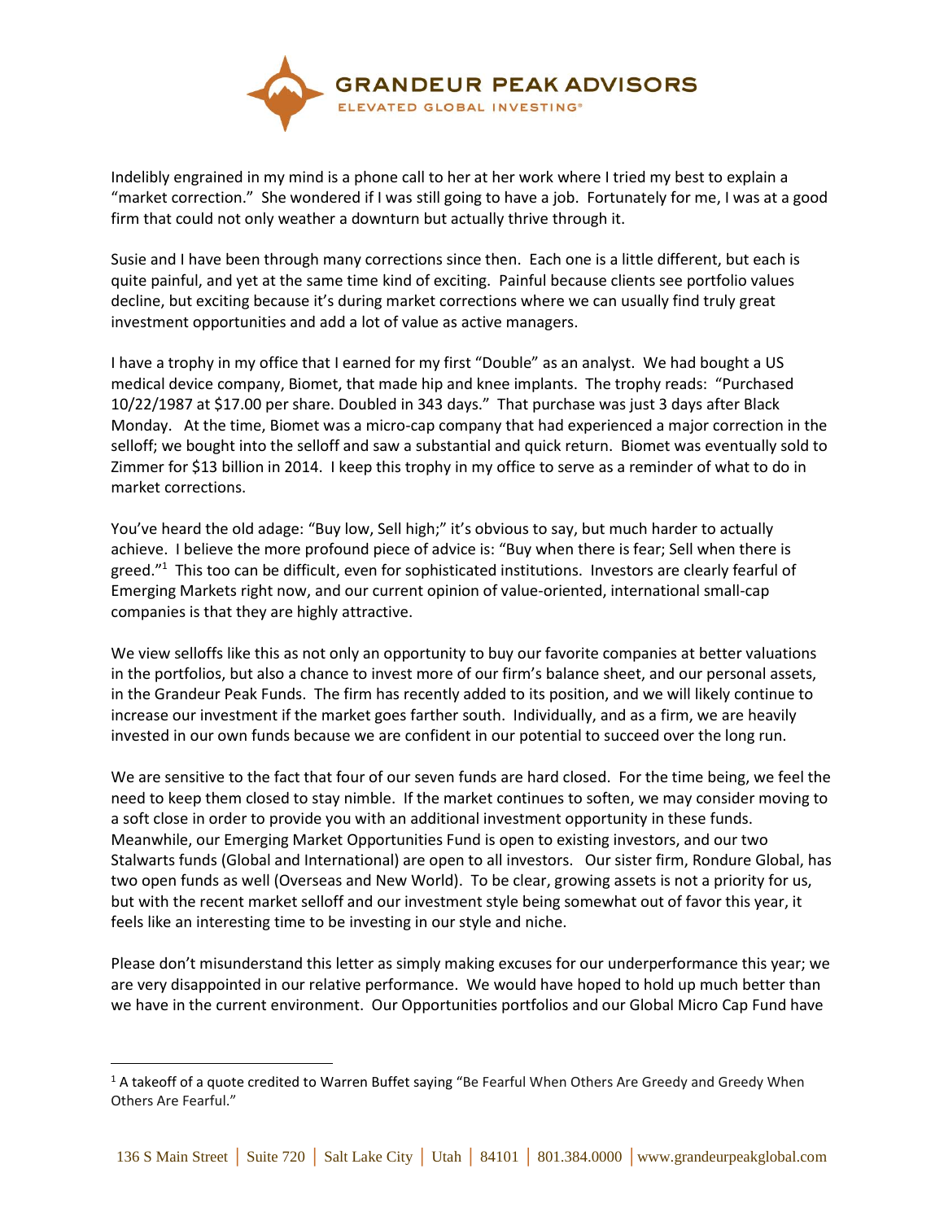Indelibly engrained in my mind is a phone call to her at her work where I tried my best to explain a "market correction." She wondered if I was still going to have a job. Fortunately for me, I was at a good firm that could not only weather a downturn but actually thrive through it.

Susie and I have been through many corrections since then. Each one is a little different, but each is quite painful, and yet at the same time kind of exciting. Painful because clients see portfolio values decline, but exciting because it's during market corrections where we can usually find truly great investment opportunities and add a lot of value as active managers.

I have a trophy in my office that I earned for my first "Double" as an analyst. We had bought a US medical device company, Biomet, that made hip and knee implants. The trophy reads: "Purchased 10/22/1987 at $17.00 per share. Doubled in 343 days." That purchase was just 3 days after Black Monday. At the time, Biomet was a micro-cap company that had experienced a major correction in the selloff; we bought into the selloff and saw a substantial and quick return. Biomet was eventually sold to Zimmer for $13 billion in 2014. I keep this trophy in my office to serve as a reminder of what to do in market corrections.

You've heard the old adage: "Buy low, Sell high;" it's obvious to say, but much harder to actually achieve. I believe the more profound piece of advice is: "Buy when there is fear; Sell when there is greed."[1] This too can be difficult, even for sophisticated institutions. Investors are clearly fearful of Emerging Markets right now, and our current opinion of value-oriented, international small-cap companies is that they are highly attractive.

We view selloffs like this as not only an opportunity to buy our favorite companies at better valuations in the portfolios, but also a chance to invest more of our firm's balance sheet, and our personal assets, in the Grandeur Peak Funds. The firm has recently added to its position, and we will likely continue to increase our investment if the market goes farther south. Individually, and as a firm, we are heavily invested in our own funds because we are confident in our potential to succeed over the long run.

We are sensitive to the fact that four of our seven funds are hard closed. For the time being, we feel the need to keep them closed to stay nimble. If the market continues to soften, we may consider moving to a soft close in order to provide you with an additional investment opportunity in these funds. Meanwhile, our Emerging Market Opportunities Fund is open to existing investors, and our two Stalwarts funds (Global and International) are open to all investors. Our sister firm, Rondure Global, has two open funds as well (Overseas and New World). To be clear, growing assets is not a priority for us, but with the recent market selloff and our investment style being somewhat out of favor this year, it feels like an interesting time to be investing in our style and niche.

Please don't misunderstand this letter as simply making excuses for our underperformance this year; we are very disappointed in our relative performance. We would have hoped to hold up much better than we have in the current environment. Our Opportunities portfolios and our Global Micro Cap Fund have

[1] A takeoff of a quote credited to Warren Buffet saying "Be Fearful When Others Are Greedy and Greedy When Others Are Fearful."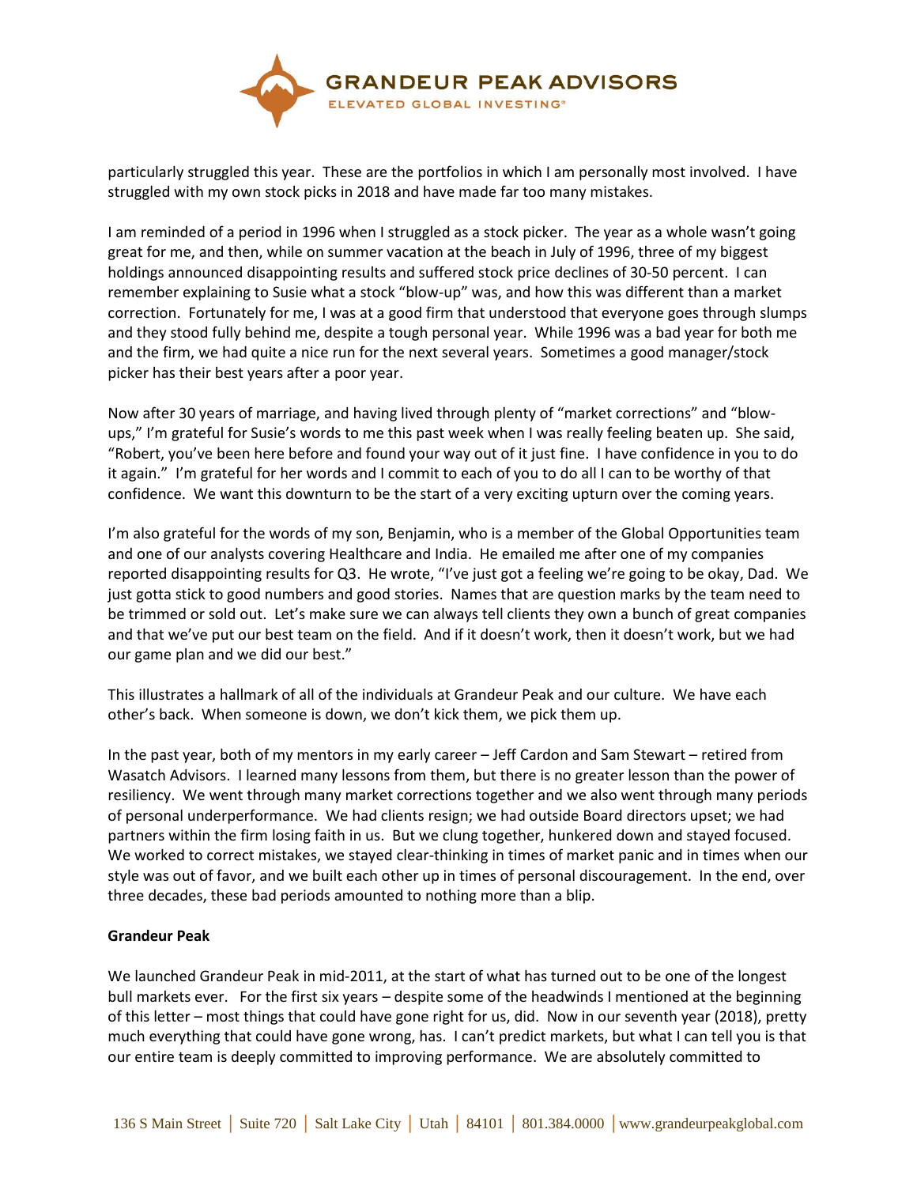particularly struggled this year. These are the portfolios in which I am personally most involved. I have struggled with my own stock picks in 2018 and have made far too many mistakes.

I am reminded of a period in 1996 when I struggled as a stock picker. The year as a whole wasn't going great for me, and then, while on summer vacation at the beach in July of 1996, three of my biggest holdings announced disappointing results and suffered stock price declines of 30-50 percent. I can remember explaining to Susie what a stock "blow-up" was, and how this was different than a market correction. Fortunately for me, I was at a good firm that understood that everyone goes through slumps and they stood fully behind me, despite a tough personal year. While 1996 was a bad year for both me and the firm, we had quite a nice run for the next several years. Sometimes a good manager/stock picker has their best years after a poor year.

Now after 30 years of marriage, and having lived through plenty of "market corrections" and "blow-ups," I'm grateful for Susie's words to me this past week when I was really feeling beaten up. She said, "Robert, you've been here before and found your way out of it just fine. I have confidence in you to do it again." I'm grateful for her words and I commit to each of you to do all I can to be worthy of that confidence. We want this downturn to be the start of a very exciting upturn over the coming years.

I'm also grateful for the words of my son, Benjamin, who is a member of the Global Opportunities team and one of our analysts covering Healthcare and India. He emailed me after one of my companies reported disappointing results for Q3. He wrote, "I've just got a feeling we're going to be okay, Dad. We just gotta stick to good numbers and good stories. Names that are question marks by the team need to be trimmed or sold out. Let's make sure we can always tell clients they own a bunch of great companies and that we've put our best team on the field. And if it doesn't work, then it doesn't work, but we had our game plan and we did our best."

This illustrates a hallmark of all of the individuals at Grandeur Peak and our culture. We have each other's back. When someone is down, we don't kick them, we pick them up.

In the past year, both of my mentors in my early career – Jeff Cardon and Sam Stewart – retired from Wasatch Advisors. I learned many lessons from them, but there is no greater lesson than the power of resiliency. We went through many market corrections together and we also went through many periods of personal underperformance. We had clients resign; we had outside Board directors upset; we had partners within the firm losing faith in us. But we clung together, hunkered down and stayed focused. We worked to correct mistakes, we stayed clear-thinking in times of market panic and in times when our style was out of favor, and we built each other up in times of personal discouragement. In the end, over three decades, these bad periods amounted to nothing more than a blip.

**Grandeur Peak**

We launched Grandeur Peak in mid-2011, at the start of what has turned out to be one of the longest bull markets ever. For the first six years – despite some of the headwinds I mentioned at the beginning of this letter – most things that could have gone right for us, did. Now in our seventh year (2018), pretty much everything that could have gone wrong, has. I can't predict markets, but what I can tell you is that our entire team is deeply committed to improving performance. We are absolutely committed to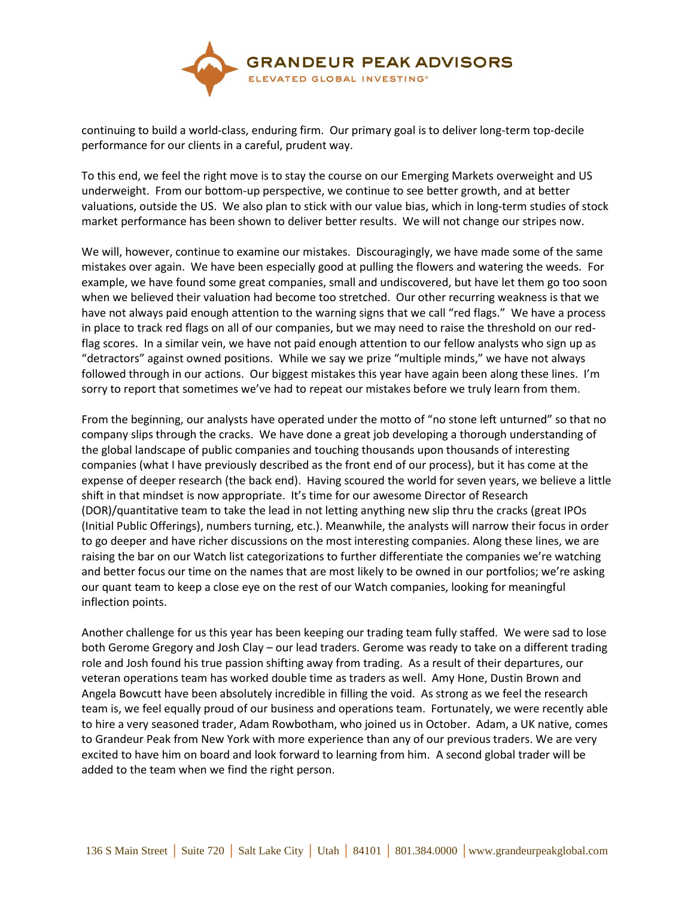continuing to build a world-class, enduring firm. Our primary goal is to deliver long-term top-decile performance for our clients in a careful, prudent way.

To this end, we feel the right move is to stay the course on our Emerging Markets overweight and US underweight. From our bottom-up perspective, we continue to see better growth, and at better valuations, outside the US. We also plan to stick with our value bias, which in long-term studies of stock market performance has been shown to deliver better results. We will not change our stripes now.

We will, however, continue to examine our mistakes. Discouragingly, we have made some of the same mistakes over again. We have been especially good at pulling the flowers and watering the weeds. For example, we have found some great companies, small and undiscovered, but have let them go too soon when we believed their valuation had become too stretched. Our other recurring weakness is that we have not always paid enough attention to the warning signs that we call "red flags." We have a process in place to track red flags on all of our companies, but we may need to raise the threshold on our red-flag scores. In a similar vein, we have not paid enough attention to our fellow analysts who sign up as "detractors" against owned positions. While we say we prize "multiple minds," we have not always followed through in our actions. Our biggest mistakes this year have again been along these lines. I'm sorry to report that sometimes we've had to repeat our mistakes before we truly learn from them.

From the beginning, our analysts have operated under the motto of "no stone left unturned" so that no company slips through the cracks. We have done a great job developing a thorough understanding of the global landscape of public companies and touching thousands upon thousands of interesting companies (what I have previously described as the front end of our process), but it has come at the expense of deeper research (the back end). Having scoured the world for seven years, we believe a little shift in that mindset is now appropriate. It's time for our awesome Director of Research (DOR)/quantitative team to take the lead in not letting anything new slip thru the cracks (great IPOs (Initial Public Offerings), numbers turning, etc.). Meanwhile, the analysts will narrow their focus in order to go deeper and have richer discussions on the most interesting companies. Along these lines, we are raising the bar on our Watch list categorizations to further differentiate the companies we're watching and better focus our time on the names that are most likely to be owned in our portfolios; we're asking our quant team to keep a close eye on the rest of our Watch companies, looking for meaningful inflection points.

Another challenge for us this year has been keeping our trading team fully staffed. We were sad to lose both Gerome Gregory and Josh Clay – our lead traders. Gerome was ready to take on a different trading role and Josh found his true passion shifting away from trading. As a result of their departures, our veteran operations team has worked double time as traders as well. Amy Hone, Dustin Brown and Angela Bowcutt have been absolutely incredible in filling the void. As strong as we feel the research team is, we feel equally proud of our business and operations team. Fortunately, we were recently able to hire a very seasoned trader, Adam Rowbotham, who joined us in October. Adam, a UK native, comes to Grandeur Peak from New York with more experience than any of our previous traders. We are very excited to have him on board and look forward to learning from him. A second global trader will be added to the team when we find the right person.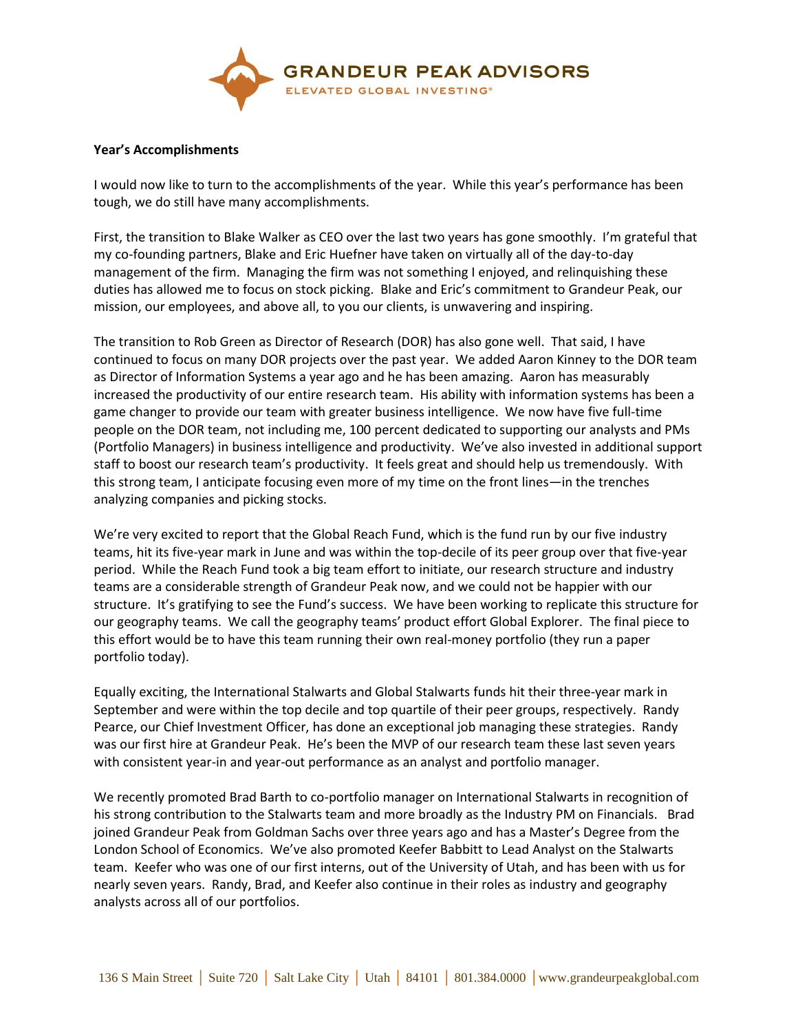**Year's Accomplishments**

I would now like to turn to the accomplishments of the year. While this year's performance has been tough, we do still have many accomplishments.

First, the transition to Blake Walker as CEO over the last two years has gone smoothly. I'm grateful that my co-founding partners, Blake and Eric Huefner have taken on virtually all of the day-to-day management of the firm. Managing the firm was not something I enjoyed, and relinquishing these duties has allowed me to focus on stock picking. Blake and Eric's commitment to Grandeur Peak, our mission, our employees, and above all, to you our clients, is unwavering and inspiring.

The transition to Rob Green as Director of Research (DOR) has also gone well. That said, I have continued to focus on many DOR projects over the past year. We added Aaron Kinney to the DOR team as Director of Information Systems a year ago and he has been amazing. Aaron has measurably increased the productivity of our entire research team. His ability with information systems has been a game changer to provide our team with greater business intelligence. We now have five full-time people on the DOR team, not including me, 100 percent dedicated to supporting our analysts and PMs (Portfolio Managers) in business intelligence and productivity. We've also invested in additional support staff to boost our research team's productivity. It feels great and should help us tremendously. With this strong team, I anticipate focusing even more of my time on the front lines—in the trenches analyzing companies and picking stocks.

We're very excited to report that the Global Reach Fund, which is the fund run by our five industry teams, hit its five-year mark in June and was within the top-decile of its peer group over that five-year period. While the Reach Fund took a big team effort to initiate, our research structure and industry teams are a considerable strength of Grandeur Peak now, and we could not be happier with our structure. It's gratifying to see the Fund's success. We have been working to replicate this structure for our geography teams. We call the geography teams' product effort Global Explorer. The final piece to this effort would be to have this team running their own real-money portfolio (they run a paper portfolio today).

Equally exciting, the International Stalwarts and Global Stalwarts funds hit their three-year mark in September and were within the top decile and top quartile of their peer groups, respectively. Randy Pearce, our Chief Investment Officer, has done an exceptional job managing these strategies. Randy was our first hire at Grandeur Peak. He's been the MVP of our research team these last seven years with consistent year-in and year-out performance as an analyst and portfolio manager.

We recently promoted Brad Barth to co-portfolio manager on International Stalwarts in recognition of his strong contribution to the Stalwarts team and more broadly as the Industry PM on Financials. Brad joined Grandeur Peak from Goldman Sachs over three years ago and has a Master's Degree from the London School of Economics. We've also promoted Keefer Babbitt to Lead Analyst on the Stalwarts team. Keefer who was one of our first interns, out of the University of Utah, and has been with us for nearly seven years. Randy, Brad, and Keefer also continue in their roles as industry and geography analysts across all of our portfolios.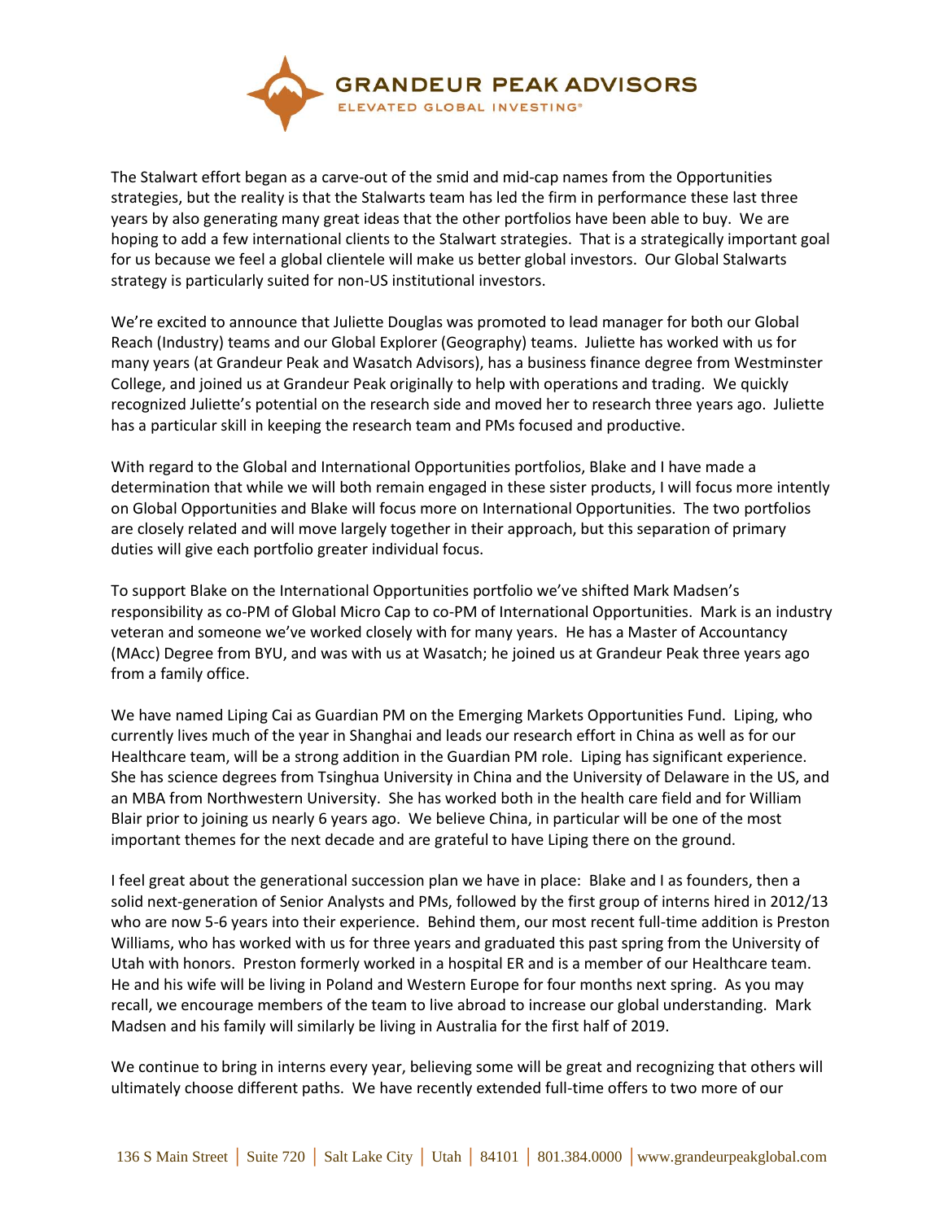The Stalwart effort began as a carve-out of the smid and mid-cap names from the Opportunities strategies, but the reality is that the Stalwarts team has led the firm in performance these last three years by also generating many great ideas that the other portfolios have been able to buy. We are hoping to add a few international clients to the Stalwart strategies. That is a strategically important goal for us because we feel a global clientele will make us better global investors. Our Global Stalwarts strategy is particularly suited for non-US institutional investors.

We're excited to announce that Juliette Douglas was promoted to lead manager for both our Global Reach (Industry) teams and our Global Explorer (Geography) teams. Juliette has worked with us for many years (at Grandeur Peak and Wasatch Advisors), has a business finance degree from Westminster College, and joined us at Grandeur Peak originally to help with operations and trading. We quickly recognized Juliette's potential on the research side and moved her to research three years ago. Juliette has a particular skill in keeping the research team and PMs focused and productive.

With regard to the Global and International Opportunities portfolios, Blake and I have made a determination that while we will both remain engaged in these sister products, I will focus more intently on Global Opportunities and Blake will focus more on International Opportunities. The two portfolios are closely related and will move largely together in their approach, but this separation of primary duties will give each portfolio greater individual focus.

To support Blake on the International Opportunities portfolio we've shifted Mark Madsen's responsibility as co-PM of Global Micro Cap to co-PM of International Opportunities. Mark is an industry veteran and someone we've worked closely with for many years. He has a Master of Accountancy (MAcc) Degree from BYU, and was with us at Wasatch; he joined us at Grandeur Peak three years ago from a family office.

We have named Liping Cai as Guardian PM on the Emerging Markets Opportunities Fund. Liping, who currently lives much of the year in Shanghai and leads our research effort in China as well as for our Healthcare team, will be a strong addition in the Guardian PM role. Liping has significant experience. She has science degrees from Tsinghua University in China and the University of Delaware in the US, and an MBA from Northwestern University. She has worked both in the health care field and for William Blair prior to joining us nearly 6 years ago. We believe China, in particular will be one of the most important themes for the next decade and are grateful to have Liping there on the ground.

I feel great about the generational succession plan we have in place: Blake and I as founders, then a solid next-generation of Senior Analysts and PMs, followed by the first group of interns hired in 2012/13 who are now 5-6 years into their experience. Behind them, our most recent full-time addition is Preston Williams, who has worked with us for three years and graduated this past spring from the University of Utah with honors. Preston formerly worked in a hospital ER and is a member of our Healthcare team. He and his wife will be living in Poland and Western Europe for four months next spring. As you may recall, we encourage members of the team to live abroad to increase our global understanding. Mark Madsen and his family will similarly be living in Australia for the first half of 2019.

We continue to bring in interns every year, believing some will be great and recognizing that others will ultimately choose different paths. We have recently extended full-time offers to two more of our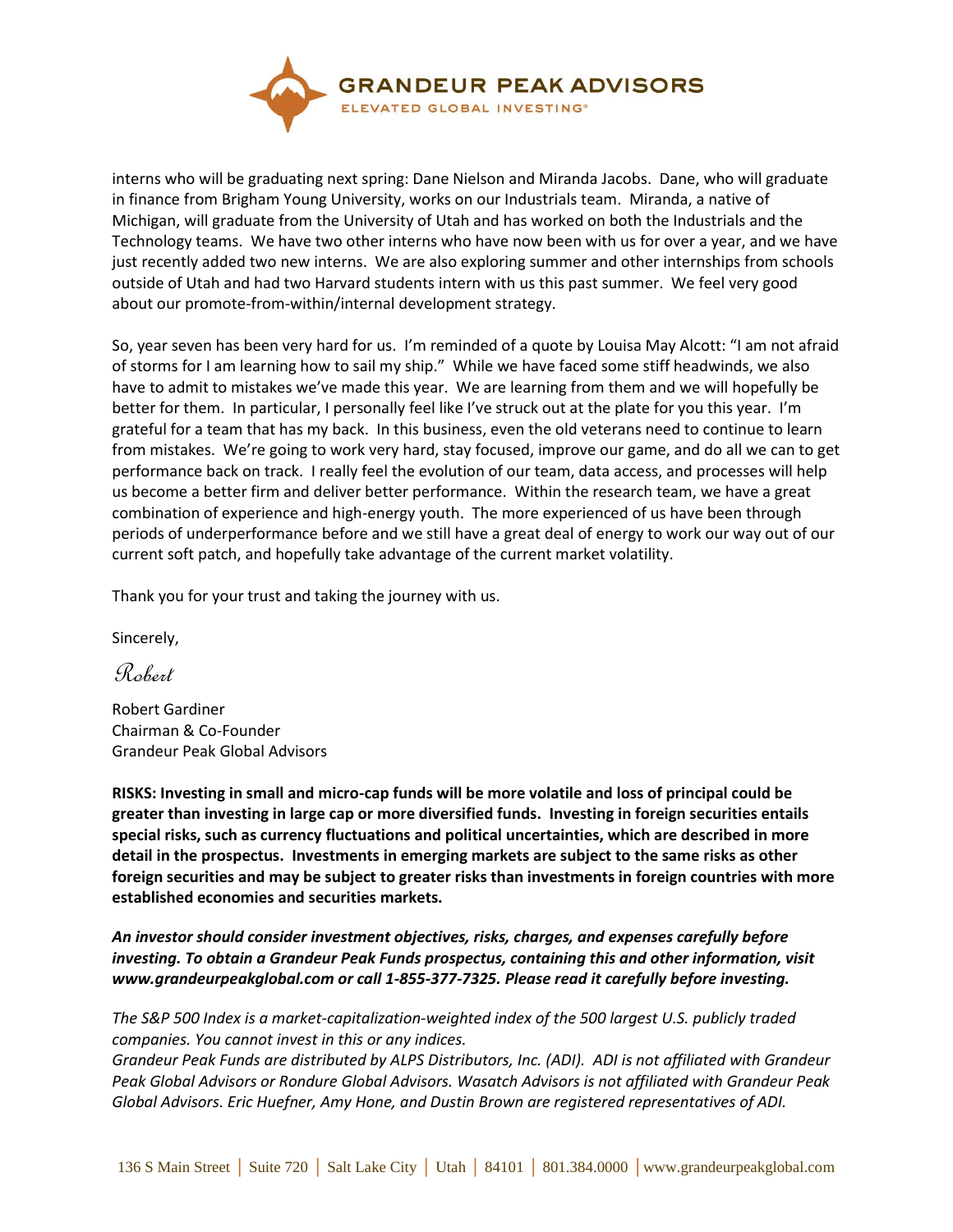interns who will be graduating next spring: Dane Nielson and Miranda Jacobs. Dane, who will graduate in finance from Brigham Young University, works on our Industrials team. Miranda, a native of Michigan, will graduate from the University of Utah and has worked on both the Industrials and the Technology teams. We have two other interns who have now been with us for over a year, and we have just recently added two new interns. We are also exploring summer and other internships from schools outside of Utah and had two Harvard students intern with us this past summer. We feel very good about our promote-from-within/internal development strategy.

So, year seven has been very hard for us. I'm reminded of a quote by Louisa May Alcott: "I am not afraid of storms for I am learning how to sail my ship." While we have faced some stiff headwinds, we also have to admit to mistakes we've made this year. We are learning from them and we will hopefully be better for them. In particular, I personally feel like I've struck out at the plate for you this year. I'm grateful for a team that has my back. In this business, even the old veterans need to continue to learn from mistakes. We're going to work very hard, stay focused, improve our game, and do all we can to get performance back on track. I really feel the evolution of our team, data access, and processes will help us become a better firm and deliver better performance. Within the research team, we have a great combination of experience and high-energy youth. The more experienced of us have been through periods of underperformance before and we still have a great deal of energy to work our way out of our current soft patch, and hopefully take advantage of the current market volatility.

Thank you for your trust and taking the journey with us.

Sincerely,

*Robert*

Robert Gardiner
Chairman & Co-Founder
Grandeur Peak Global Advisors

**RISKS: Investing in small and micro-cap funds will be more volatile and loss of principal could be greater than investing in large cap or more diversified funds. Investing in foreign securities entails special risks, such as currency fluctuations and political uncertainties, which are described in more detail in the prospectus. Investments in emerging markets are subject to the same risks as other foreign securities and may be subject to greater risks than investments in foreign countries with more established economies and securities markets.**

***An investor should consider investment objectives, risks, charges, and expenses carefully before investing. To obtain a Grandeur Peak Funds prospectus, containing this and other information, visit www.grandeurpeakglobal.com or call 1-855-377-7325. Please read it carefully before investing.***

*The S&P 500 Index is a market-capitalization-weighted index of the 500 largest U.S. publicly traded companies. You cannot invest in this or any indices.*
*Grandeur Peak Funds are distributed by ALPS Distributors, Inc. (ADI). ADI is not affiliated with Grandeur Peak Global Advisors or Rondure Global Advisors. Wasatch Advisors is not affiliated with Grandeur Peak Global Advisors. Eric Huefner, Amy Hone, and Dustin Brown are registered representatives of ADI.*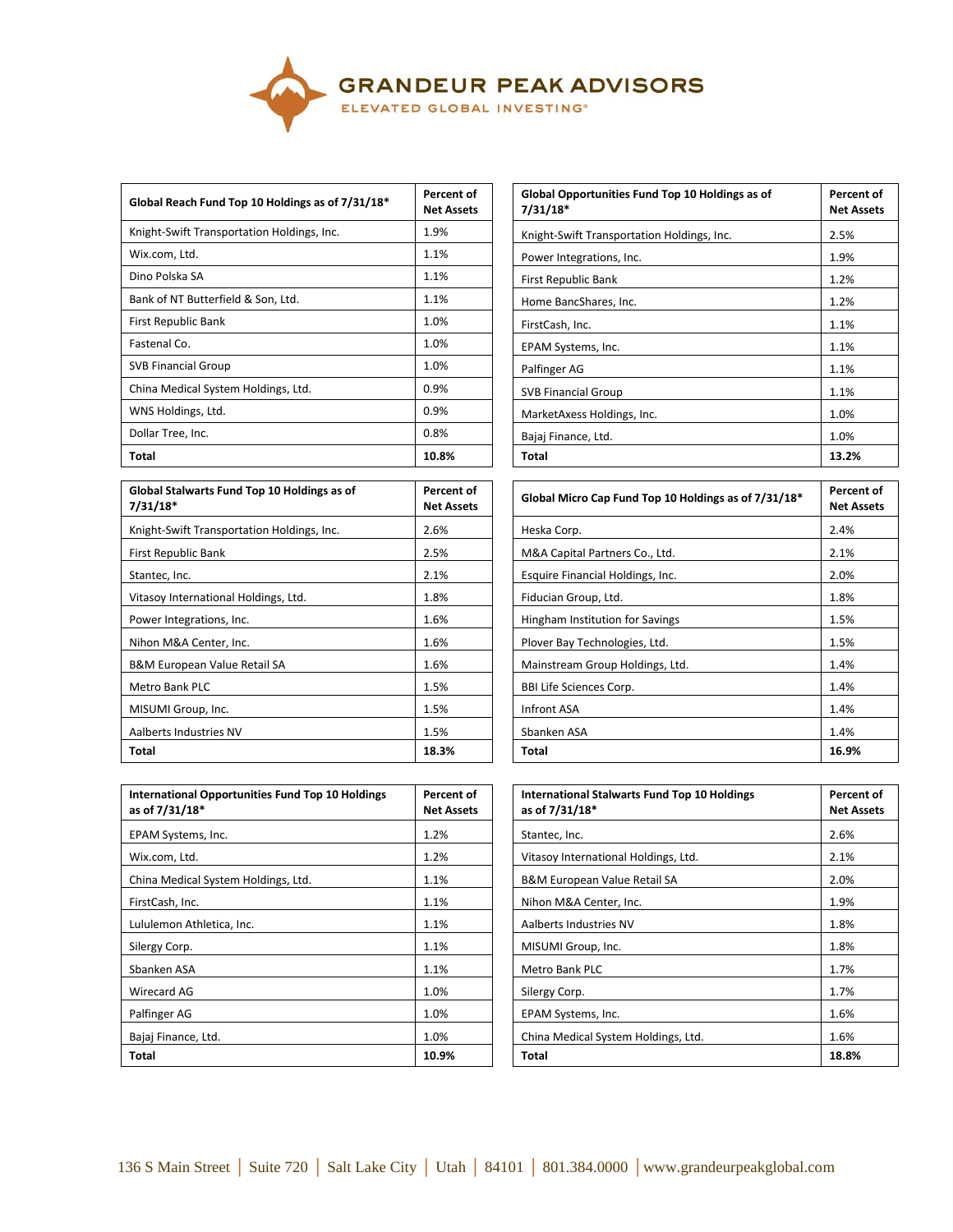# GRANDEUR PEAK ADVISORS

ELEVATED GLOBAL INVESTING®

| Global Reach Fund Top 10 Holdings as of 7/31/18* | Percent of Net Assets |
|---|---|
| Knight-Swift Transportation Holdings, Inc. | 1.9% |
| Wix.com, Ltd. | 1.1% |
| Dino Polska SA | 1.1% |
| Bank of NT Butterfield & Son, Ltd. | 1.1% |
| First Republic Bank | 1.0% |
| Fastenal Co. | 1.0% |
| SVB Financial Group | 1.0% |
| China Medical System Holdings, Ltd. | 0.9% |
| WNS Holdings, Ltd. | 0.9% |
| Dollar Tree, Inc. | 0.8% |
| **Total** | **10.8%** |

| Global Opportunities Fund Top 10 Holdings as of 7/31/18* | Percent of Net Assets |
|---|---|
| Knight-Swift Transportation Holdings, Inc. | 2.5% |
| Power Integrations, Inc. | 1.9% |
| First Republic Bank | 1.2% |
| Home BancShares, Inc. | 1.2% |
| FirstCash, Inc. | 1.1% |
| EPAM Systems, Inc. | 1.1% |
| Palfinger AG | 1.1% |
| SVB Financial Group | 1.1% |
| MarketAxess Holdings, Inc. | 1.0% |
| Bajaj Finance, Ltd. | 1.0% |
| **Total** | **13.2%** |

| Global Stalwarts Fund Top 10 Holdings as of 7/31/18* | Percent of Net Assets |
|---|---|
| Knight-Swift Transportation Holdings, Inc. | 2.6% |
| First Republic Bank | 2.5% |
| Stantec, Inc. | 2.1% |
| Vitasoy International Holdings, Ltd. | 1.8% |
| Power Integrations, Inc. | 1.6% |
| Nihon M&A Center, Inc. | 1.6% |
| B&M European Value Retail SA | 1.6% |
| Metro Bank PLC | 1.5% |
| MISUMI Group, Inc. | 1.5% |
| Aalberts Industries NV | 1.5% |
| **Total** | **18.3%** |

| Global Micro Cap Fund Top 10 Holdings as of 7/31/18* | Percent of Net Assets |
|---|---|
| Heska Corp. | 2.4% |
| M&A Capital Partners Co., Ltd. | 2.1% |
| Esquire Financial Holdings, Inc. | 2.0% |
| Fiducian Group, Ltd. | 1.8% |
| Hingham Institution for Savings | 1.5% |
| Plover Bay Technologies, Ltd. | 1.5% |
| Mainstream Group Holdings, Ltd. | 1.4% |
| BBI Life Sciences Corp. | 1.4% |
| Infront ASA | 1.4% |
| Sbanken ASA | 1.4% |
| **Total** | **16.9%** |

| International Opportunities Fund Top 10 Holdings as of 7/31/18* | Percent of Net Assets |
|---|---|
| EPAM Systems, Inc. | 1.2% |
| Wix.com, Ltd. | 1.2% |
| China Medical System Holdings, Ltd. | 1.1% |
| FirstCash, Inc. | 1.1% |
| Lululemon Athletica, Inc. | 1.1% |
| Silergy Corp. | 1.1% |
| Sbanken ASA | 1.1% |
| Wirecard AG | 1.0% |
| Palfinger AG | 1.0% |
| Bajaj Finance, Ltd. | 1.0% |
| **Total** | **10.9%** |

| International Stalwarts Fund Top 10 Holdings as of 7/31/18* | Percent of Net Assets |
|---|---|
| Stantec, Inc. | 2.6% |
| Vitasoy International Holdings, Ltd. | 2.1% |
| B&M European Value Retail SA | 2.0% |
| Nihon M&A Center, Inc. | 1.9% |
| Aalberts Industries NV | 1.8% |
| MISUMI Group, Inc. | 1.8% |
| Metro Bank PLC | 1.7% |
| Silergy Corp. | 1.7% |
| EPAM Systems, Inc. | 1.6% |
| China Medical System Holdings, Ltd. | 1.6% |
| **Total** | **18.8%** |

136 S Main Street | Suite 720 | Salt Lake City | Utah | 84101 | 801.384.0000 | www.grandeurpeakglobal.com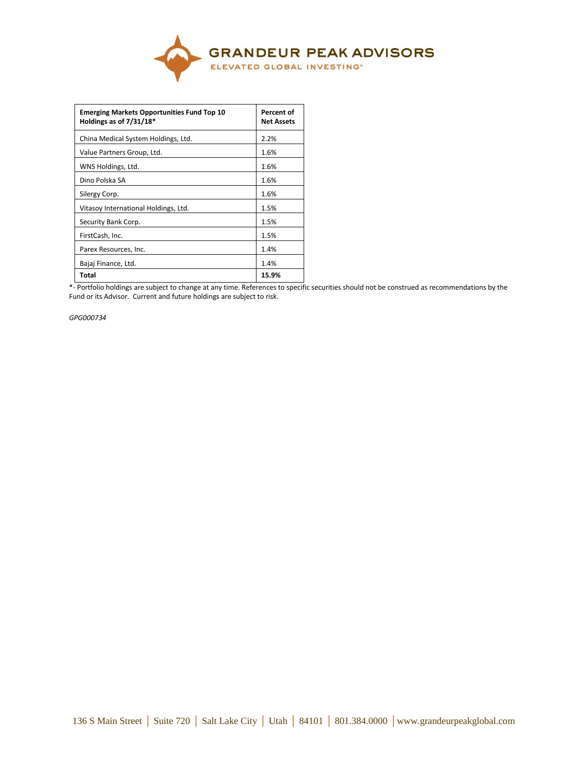# GRANDEUR PEAK ADVISORS

ELEVATED GLOBAL INVESTING®

| Emerging Markets Opportunities Fund Top 10 Holdings as of 7/31/18* | Percent of Net Assets |
|---|---|
| China Medical System Holdings, Ltd. | 2.2% |
| Value Partners Group, Ltd. | 1.6% |
| WNS Holdings, Ltd. | 1.6% |
| Dino Polska SA | 1.6% |
| Silergy Corp. | 1.6% |
| Vitasoy International Holdings, Ltd. | 1.5% |
| Security Bank Corp. | 1.5% |
| FirstCash, Inc. | 1.5% |
| Parex Resources, Inc. | 1.4% |
| Bajaj Finance, Ltd. | 1.4% |
| **Total** | **15.9%** |

*- Portfolio holdings are subject to change at any time. References to specific securities should not be construed as recommendations by the Fund or its Advisor. Current and future holdings are subject to risk.

*GPG000734*

136 S Main Street | Suite 720 | Salt Lake City | Utah | 84101 | 801.384.0000 | www.grandeurpeakglobal.com